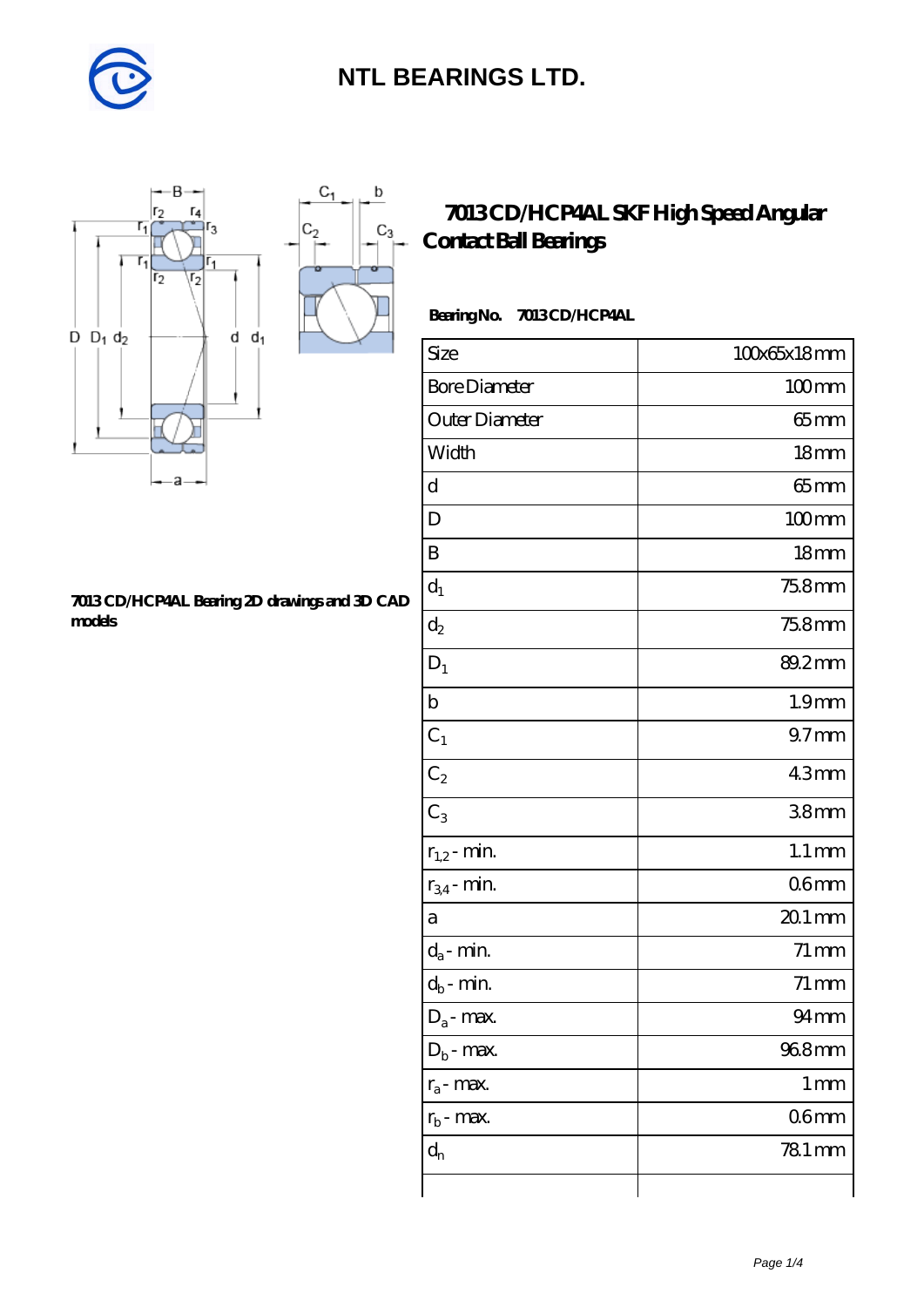# NTL BEARINGS LTD.

## 7013 CD/HCP4AL SKF High Speed Angular Contact Ball Bearings

**Bearing No.  7013 CD/HCP4AL**

| Size | 100x65x18 mm |
|---|---|
| Bore Diameter | 100 mm |
| Outer Diameter | 65 mm |
| Width | 18 mm |
| d | 65 mm |
| D | 100 mm |
| B | 18 mm |
| $d_1$ | 75.8 mm |
| $d_2$ | 75.8 mm |
| $D_1$ | 89.2 mm |
| b | 1.9 mm |
| $C_1$ | 9.7 mm |
| $C_2$ | 4.3 mm |
| $C_3$ | 3.8 mm |
| $r_{1,2}$ - min. | 1.1 mm |
| $r_{3,4}$ - min. | 0.6 mm |
| a | 20.1 mm |
| $d_a$ - min. | 71 mm |
| $d_b$ - min. | 71 mm |
| $D_a$ - max. | 94 mm |
| $D_b$ - max. | 96.8 mm |
| $r_a$ - max. | 1 mm |
| $r_b$ - max. | 0.6 mm |
| $d_n$ | 78.1 mm |
| | |

**7013 CD/HCP4AL Bearing 2D drawings and 3D CAD models**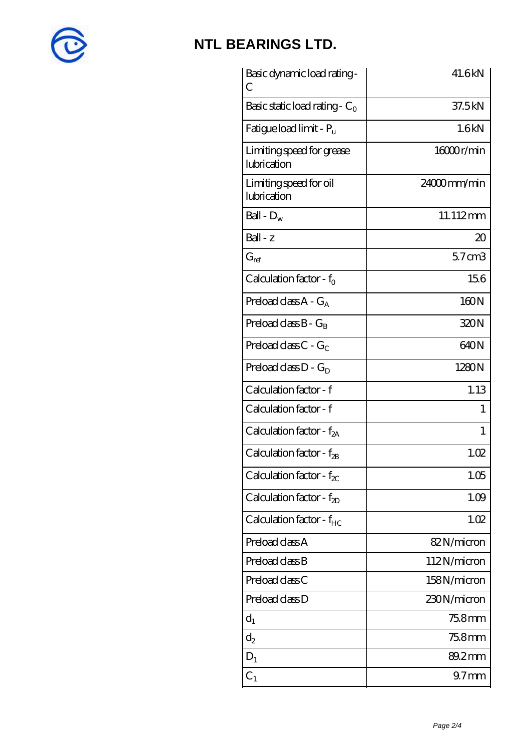## NTL BEARINGS LTD.

| | |
|---|---|
| Basic dynamic load rating - C | 41.6 kN |
| Basic static load rating - $C_0$ | 37.5 kN |
| Fatigue load limit - $P_u$ | 1.6 kN |
| Limiting speed for grease lubrication | 16000 r/min |
| Limiting speed for oil lubrication | 24000 mm/min |
| Ball - $D_w$ | 11.112 mm |
| Ball - z | 20 |
| $G_{ref}$ | 5.7 cm3 |
| Calculation factor - $f_0$ | 15.6 |
| Preload class A - $G_A$ | 160 N |
| Preload class B - $G_B$ | 320 N |
| Preload class C - $G_C$ | 640 N |
| Preload class D - $G_D$ | 1280 N |
| Calculation factor - f | 1.13 |
| Calculation factor - f | 1 |
| Calculation factor - $f_{2A}$ | 1 |
| Calculation factor - $f_{2B}$ | 1.02 |
| Calculation factor - $f_{2C}$ | 1.05 |
| Calculation factor - $f_{2D}$ | 1.09 |
| Calculation factor - $f_{HC}$ | 1.02 |
| Preload class A | 82 N/micron |
| Preload class B | 112 N/micron |
| Preload class C | 158 N/micron |
| Preload class D | 230 N/micron |
| $d_1$ | 75.8 mm |
| $d_2$ | 75.8 mm |
| $D_1$ | 89.2 mm |
| $C_1$ | 9.7 mm |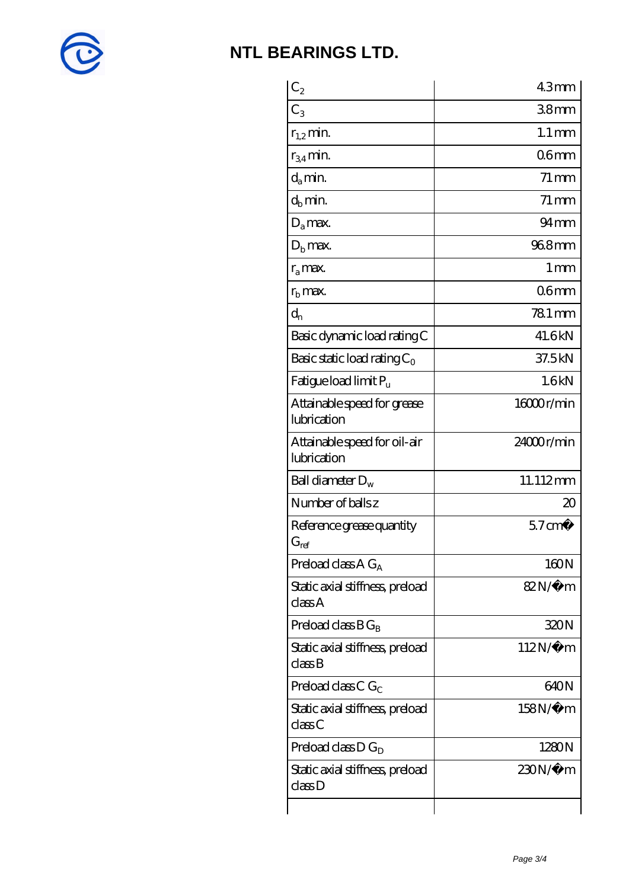## NTL BEARINGS LTD.

| | |
|---|---|
| $C_2$ | 4.3 mm |
| $C_3$ | 3.8 mm |
| $r_{1,2}$ min. | 1.1 mm |
| $r_{3,4}$ min. | 0.6 mm |
| $d_a$ min. | 71 mm |
| $d_b$ min. | 71 mm |
| $D_a$ max. | 94 mm |
| $D_b$ max. | 96.8 mm |
| $r_a$ max. | 1 mm |
| $r_b$ max. | 0.6 mm |
| $d_n$ | 78.1 mm |
| Basic dynamic load rating C | 41.6 kN |
| Basic static load rating $C_0$ | 37.5 kN |
| Fatigue load limit $P_u$ | 1.6 kN |
| Attainable speed for grease lubrication | 16000 r/min |
| Attainable speed for oil-air lubrication | 24000 r/min |
| Ball diameter $D_w$ | 11.112 mm |
| Number of balls z | 20 |
| Reference grease quantity $G_{ref}$ | 5.7 cm� |
| Preload class A $G_A$ | 160 N |
| Static axial stiffness, preload class A | 82 N/�m |
| Preload class B $G_B$ | 320 N |
| Static axial stiffness, preload class B | 112 N/�m |
| Preload class C $G_C$ | 640 N |
| Static axial stiffness, preload class C | 158 N/�m |
| Preload class D $G_D$ | 1280 N |
| Static axial stiffness, preload class D | 230 N/�m |
| | |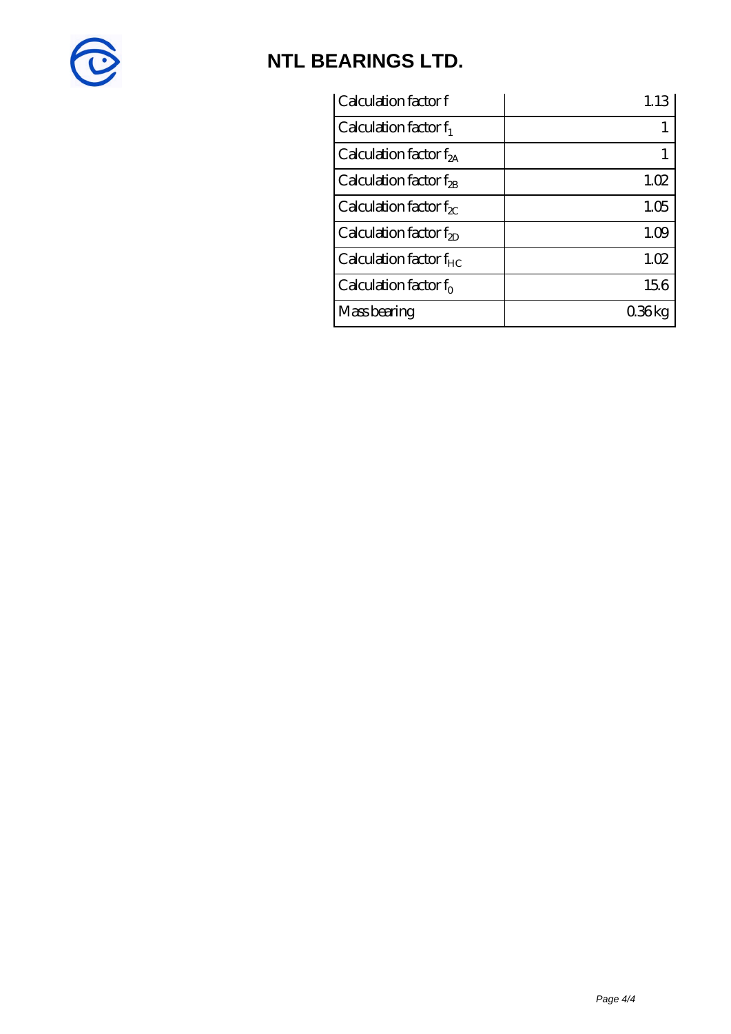| | |
|---|---|
| Calculation factor f | 1.13 |
| Calculation factor $f_1$ | 1 |
| Calculation factor $f_{2A}$ | 1 |
| Calculation factor $f_{2B}$ | 1.02 |
| Calculation factor $f_{2C}$ | 1.05 |
| Calculation factor $f_{2D}$ | 1.09 |
| Calculation factor $f_{HC}$ | 1.02 |
| Calculation factor $f_0$ | 15.6 |
| Mass bearing | 0.36 kg |